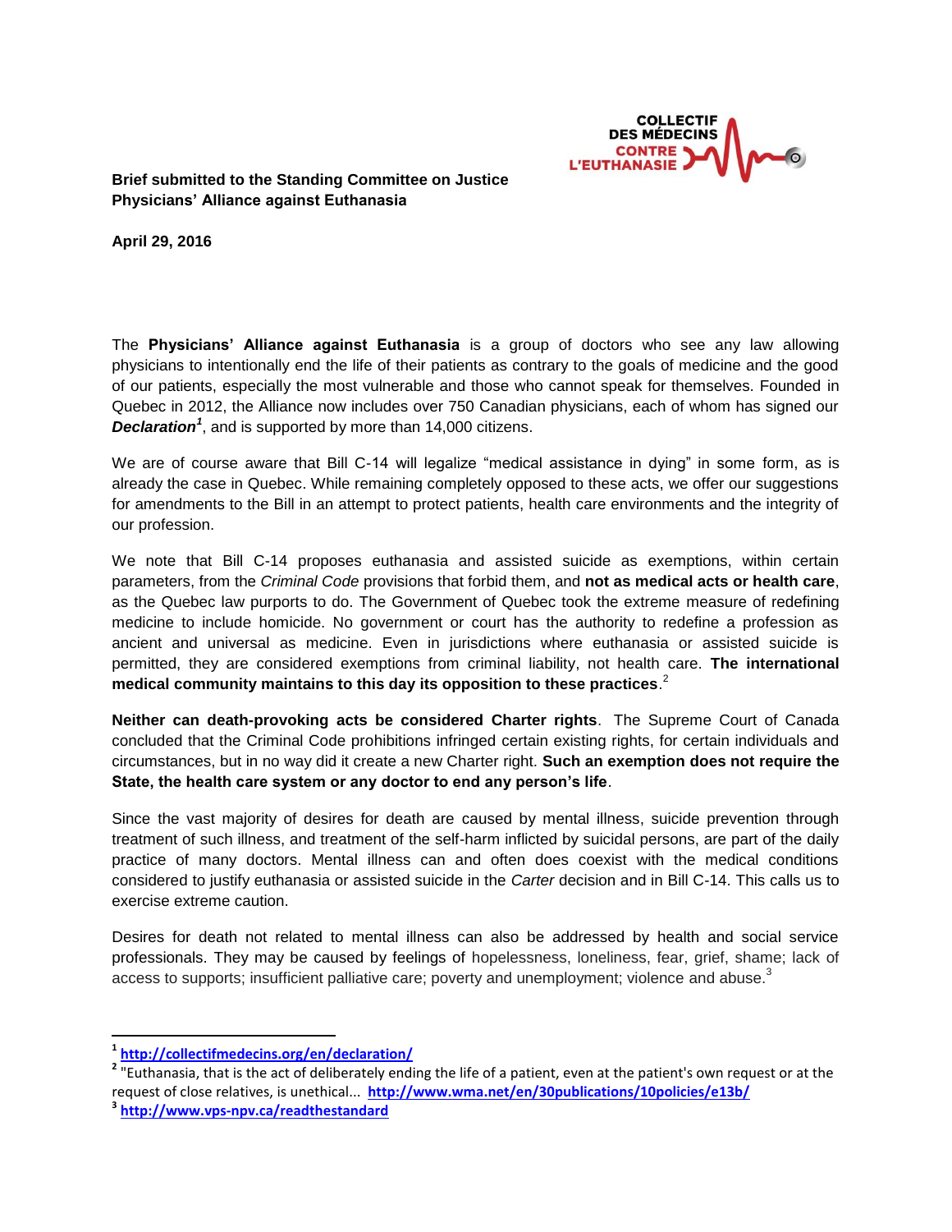COLLECTIF DES MÉDECINS CONTRE L'EUTHANASIE

**Brief submitted to the Standing Committee on Justice**
**Physicians' Alliance against Euthanasia**

**April 29, 2016**

The **Physicians' Alliance against Euthanasia** is a group of doctors who see any law allowing physicians to intentionally end the life of their patients as contrary to the goals of medicine and the good of our patients, especially the most vulnerable and those who cannot speak for themselves. Founded in Quebec in 2012, the Alliance now includes over 750 Canadian physicians, each of whom has signed our ***Declaration***[1], and is supported by more than 14,000 citizens.

We are of course aware that Bill C-14 will legalize "medical assistance in dying" in some form, as is already the case in Quebec. While remaining completely opposed to these acts, we offer our suggestions for amendments to the Bill in an attempt to protect patients, health care environments and the integrity of our profession.

We note that Bill C-14 proposes euthanasia and assisted suicide as exemptions, within certain parameters, from the *Criminal Code* provisions that forbid them, and **not as medical acts or health care**, as the Quebec law purports to do. The Government of Quebec took the extreme measure of redefining medicine to include homicide. No government or court has the authority to redefine a profession as ancient and universal as medicine. Even in jurisdictions where euthanasia or assisted suicide is permitted, they are considered exemptions from criminal liability, not health care. **The international medical community maintains to this day its opposition to these practices**.[2]

**Neither can death-provoking acts be considered Charter rights**. The Supreme Court of Canada concluded that the Criminal Code prohibitions infringed certain existing rights, for certain individuals and circumstances, but in no way did it create a new Charter right. **Such an exemption does not require the State, the health care system or any doctor to end any person's life**.

Since the vast majority of desires for death are caused by mental illness, suicide prevention through treatment of such illness, and treatment of the self-harm inflicted by suicidal persons, are part of the daily practice of many doctors. Mental illness can and often does coexist with the medical conditions considered to justify euthanasia or assisted suicide in the *Carter* decision and in Bill C-14. This calls us to exercise extreme caution.

Desires for death not related to mental illness can also be addressed by health and social service professionals. They may be caused by feelings of hopelessness, loneliness, fear, grief, shame; lack of access to supports; insufficient palliative care; poverty and unemployment; violence and abuse.[3]

---

[1] http://collectifmedecins.org/en/declaration/

[2] "Euthanasia, that is the act of deliberately ending the life of a patient, even at the patient's own request or at the request of close relatives, is unethical... http://www.wma.net/en/30publications/10policies/e13b/

[3] http://www.vps-npv.ca/readthestandard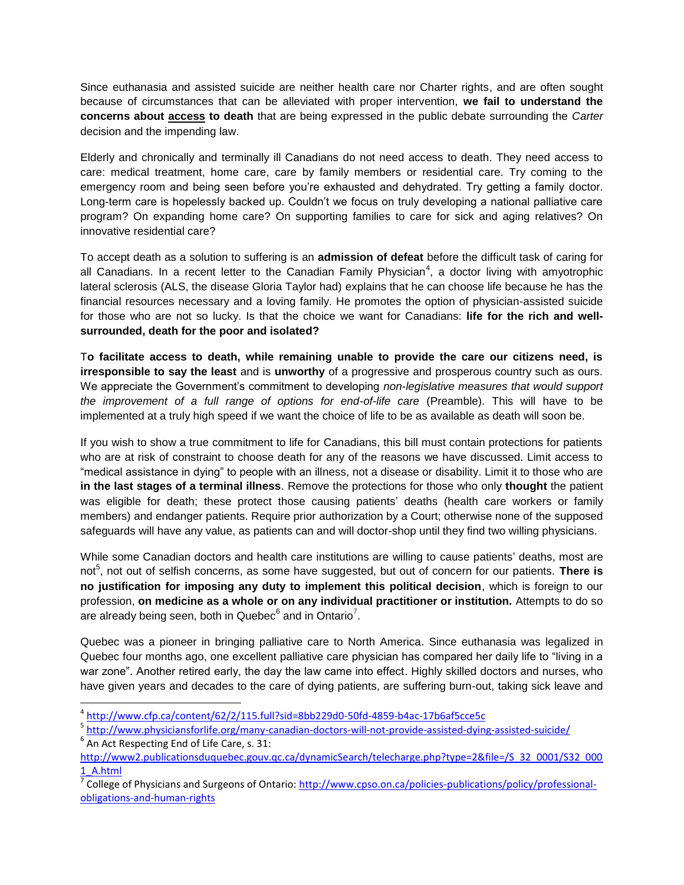Since euthanasia and assisted suicide are neither health care nor Charter rights, and are often sought because of circumstances that can be alleviated with proper intervention, **we fail to understand the concerns about <u>access</u> to death** that are being expressed in the public debate surrounding the *Carter* decision and the impending law.

Elderly and chronically and terminally ill Canadians do not need access to death. They need access to care: medical treatment, home care, care by family members or residential care. Try coming to the emergency room and being seen before you're exhausted and dehydrated. Try getting a family doctor. Long-term care is hopelessly backed up. Couldn't we focus on truly developing a national palliative care program? On expanding home care? On supporting families to care for sick and aging relatives? On innovative residential care?

To accept death as a solution to suffering is an **admission of defeat** before the difficult task of caring for all Canadians. In a recent letter to the Canadian Family Physician[4], a doctor living with amyotrophic lateral sclerosis (ALS, the disease Gloria Taylor had) explains that he can choose life because he has the financial resources necessary and a loving family. He promotes the option of physician-assisted suicide for those who are not so lucky. Is that the choice we want for Canadians: **life for the rich and well-surrounded, death for the poor and isolated?**

T**o facilitate access to death, while remaining unable to provide the care our citizens need, is irresponsible to say the least** and is **unworthy** of a progressive and prosperous country such as ours. We appreciate the Government's commitment to developing *non-legislative measures that would support the improvement of a full range of options for end-of-life care* (Preamble). This will have to be implemented at a truly high speed if we want the choice of life to be as available as death will soon be.

If you wish to show a true commitment to life for Canadians, this bill must contain protections for patients who are at risk of constraint to choose death for any of the reasons we have discussed. Limit access to "medical assistance in dying" to people with an illness, not a disease or disability. Limit it to those who are **in the last stages of a terminal illness**. Remove the protections for those who only **thought** the patient was eligible for death; these protect those causing patients' deaths (health care workers or family members) and endanger patients. Require prior authorization by a Court; otherwise none of the supposed safeguards will have any value, as patients can and will doctor-shop until they find two willing physicians.

While some Canadian doctors and health care institutions are willing to cause patients' deaths, most are not[5], not out of selfish concerns, as some have suggested, but out of concern for our patients. **There is no justification for imposing any duty to implement this political decision**, which is foreign to our profession, **on medicine as a whole or on any individual practitioner or institution.** Attempts to do so are already being seen, both in Quebec[6] and in Ontario[7].

Quebec was a pioneer in bringing palliative care to North America. Since euthanasia was legalized in Quebec four months ago, one excellent palliative care physician has compared her daily life to "living in a war zone". Another retired early, the day the law came into effect. Highly skilled doctors and nurses, who have given years and decades to the care of dying patients, are suffering burn-out, taking sick leave and

---

[4] http://www.cfp.ca/content/62/2/115.full?sid=8bb229d0-50fd-4859-b4ac-17b6af5cce5c

[5] http://www.physiciansforlife.org/many-canadian-doctors-will-not-provide-assisted-dying-assisted-suicide/

[6] An Act Respecting End of Life Care, s. 31: http://www2.publicationsduquebec.gouv.qc.ca/dynamicSearch/telecharge.php?type=2&file=/S_32_0001/S32_0001_A.html

[7] College of Physicians and Surgeons of Ontario: http://www.cpso.on.ca/policies-publications/policy/professional-obligations-and-human-rights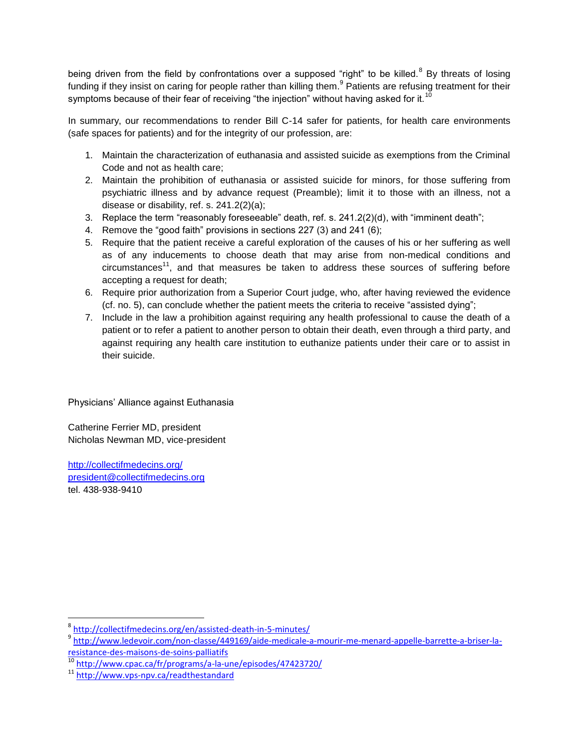being driven from the field by confrontations over a supposed "right" to be killed.[8] By threats of losing funding if they insist on caring for people rather than killing them.[9] Patients are refusing treatment for their symptoms because of their fear of receiving "the injection" without having asked for it.[10]

In summary, our recommendations to render Bill C-14 safer for patients, for health care environments (safe spaces for patients) and for the integrity of our profession, are:

1. Maintain the characterization of euthanasia and assisted suicide as exemptions from the Criminal Code and not as health care;
2. Maintain the prohibition of euthanasia or assisted suicide for minors, for those suffering from psychiatric illness and by advance request (Preamble); limit it to those with an illness, not a disease or disability, ref. s. 241.2(2)(a);
3. Replace the term "reasonably foreseeable" death, ref. s. 241.2(2)(d), with "imminent death";
4. Remove the "good faith" provisions in sections 227 (3) and 241 (6);
5. Require that the patient receive a careful exploration of the causes of his or her suffering as well as of any inducements to choose death that may arise from non-medical conditions and circumstances[11], and that measures be taken to address these sources of suffering before accepting a request for death;
6. Require prior authorization from a Superior Court judge, who, after having reviewed the evidence (cf. no. 5), can conclude whether the patient meets the criteria to receive "assisted dying";
7. Include in the law a prohibition against requiring any health professional to cause the death of a patient or to refer a patient to another person to obtain their death, even through a third party, and against requiring any health care institution to euthanize patients under their care or to assist in their suicide.

Physicians' Alliance against Euthanasia

Catherine Ferrier MD, president
Nicholas Newman MD, vice-president

http://collectifmedecins.org/
president@collectifmedecins.org
tel. 438-938-9410

---

[8] http://collectifmedecins.org/en/assisted-death-in-5-minutes/

[9] http://www.ledevoir.com/non-classe/449169/aide-medicale-a-mourir-me-menard-appelle-barrette-a-briser-la-resistance-des-maisons-de-soins-palliatifs

[10] http://www.cpac.ca/fr/programs/a-la-une/episodes/47423720/

[11] http://www.vps-npv.ca/readthestandard